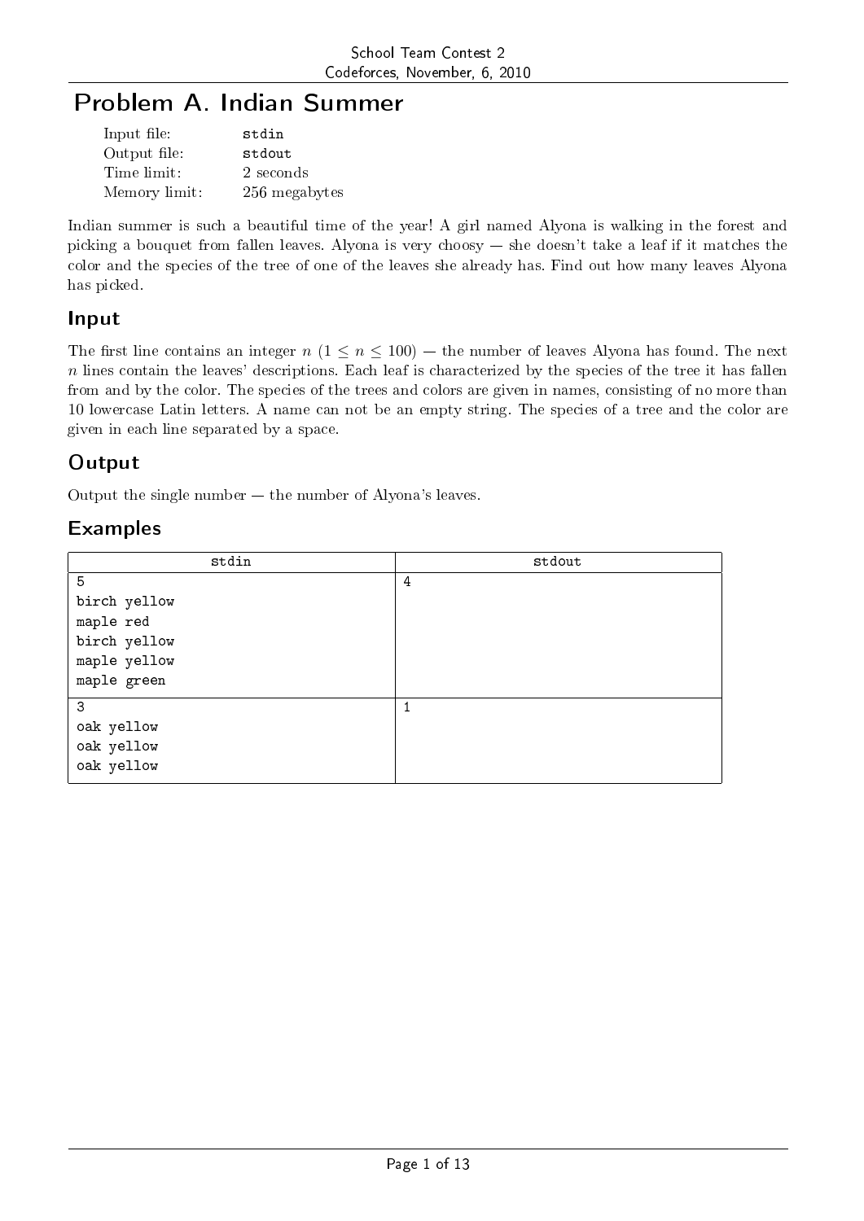# Problem A. Indian Summer

| | |
|---|---|
| Input file: | stdin |
| Output file: | stdout |
| Time limit: | 2 seconds |
| Memory limit: | 256 megabytes |

Indian summer is such a beautiful time of the year! A girl named Alyona is walking in the forest and picking a bouquet from fallen leaves. Alyona is very choosy — she doesn't take a leaf if it matches the color and the species of the tree of one of the leaves she already has. Find out how many leaves Alyona has picked.

## Input

The first line contains an integer $n$ ($1 \le n \le 100$) — the number of leaves Alyona has found. The next $n$ lines contain the leaves' descriptions. Each leaf is characterized by the species of the tree it has fallen from and by the color. The species of the trees and colors are given in names, consisting of no more than 10 lowercase Latin letters. A name can not be an empty string. The species of a tree and the color are given in each line separated by a space.

## Output

Output the single number — the number of Alyona's leaves.

## Examples

| stdin | stdout |
|---|---|
| 5<br>birch yellow<br>maple red<br>birch yellow<br>maple yellow<br>maple green | 4 |
| 3<br>oak yellow<br>oak yellow<br>oak yellow | 1 |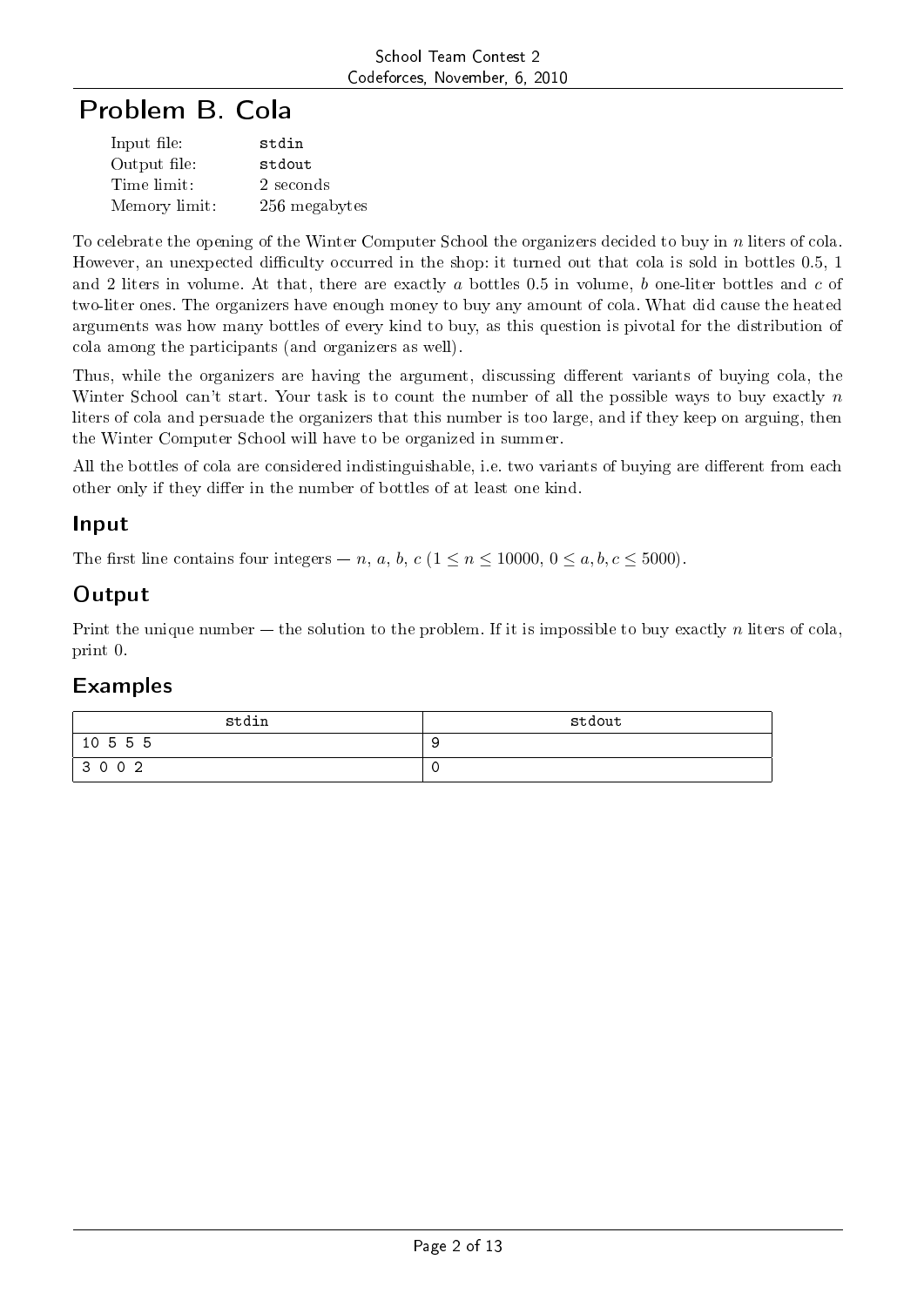# Problem B. Cola

| | |
|---|---|
| Input file: | stdin |
| Output file: | stdout |
| Time limit: | 2 seconds |
| Memory limit: | 256 megabytes |

To celebrate the opening of the Winter Computer School the organizers decided to buy in $n$ liters of cola. However, an unexpected difficulty occurred in the shop: it turned out that cola is sold in bottles 0.5, 1 and 2 liters in volume. At that, there are exactly $a$ bottles 0.5 in volume, $b$ one-liter bottles and $c$ of two-liter ones. The organizers have enough money to buy any amount of cola. What did cause the heated arguments was how many bottles of every kind to buy, as this question is pivotal for the distribution of cola among the participants (and organizers as well).

Thus, while the organizers are having the argument, discussing different variants of buying cola, the Winter School can't start. Your task is to count the number of all the possible ways to buy exactly $n$ liters of cola and persuade the organizers that this number is too large, and if they keep on arguing, then the Winter Computer School will have to be organized in summer.

All the bottles of cola are considered indistinguishable, i.e. two variants of buying are different from each other only if they differ in the number of bottles of at least one kind.

## Input

The first line contains four integers — $n$, $a$, $b$, $c$ ($1 \le n \le 10000$, $0 \le a, b, c \le 5000$).

## Output

Print the unique number — the solution to the problem. If it is impossible to buy exactly $n$ liters of cola, print 0.

## Examples

| stdin | stdout |
|---|---|
| 10 5 5 5 | 9 |
| 3 0 0 2 | 0 |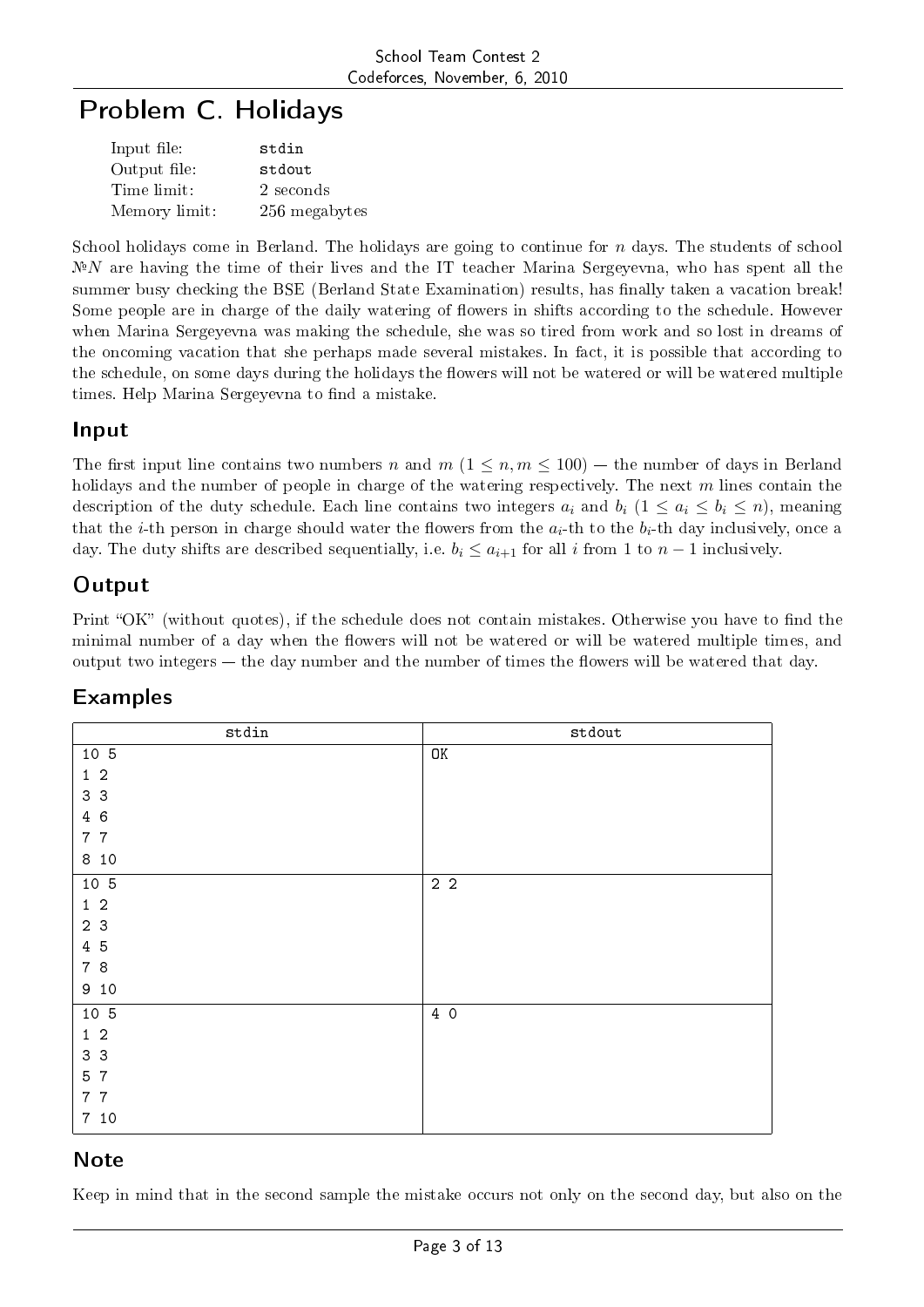# Problem C. Holidays

| | |
|---|---|
| Input file: | stdin |
| Output file: | stdout |
| Time limit: | 2 seconds |
| Memory limit: | 256 megabytes |

School holidays come in Berland. The holidays are going to continue for $n$ days. The students of school №$N$ are having the time of their lives and the IT teacher Marina Sergeyevna, who has spent all the summer busy checking the BSE (Berland State Examination) results, has finally taken a vacation break! Some people are in charge of the daily watering of flowers in shifts according to the schedule. However when Marina Sergeyevna was making the schedule, she was so tired from work and so lost in dreams of the oncoming vacation that she perhaps made several mistakes. In fact, it is possible that according to the schedule, on some days during the holidays the flowers will not be watered or will be watered multiple times. Help Marina Sergeyevna to find a mistake.

## Input

The first input line contains two numbers $n$ and $m$ ($1 \le n, m \le 100$) — the number of days in Berland holidays and the number of people in charge of the watering respectively. The next $m$ lines contain the description of the duty schedule. Each line contains two integers $a_i$ and $b_i$ ($1 \le a_i \le b_i \le n$), meaning that the $i$-th person in charge should water the flowers from the $a_i$-th to the $b_i$-th day inclusively, once a day. The duty shifts are described sequentially, i.e. $b_i \le a_{i+1}$ for all $i$ from 1 to $n - 1$ inclusively.

## Output

Print "OK" (without quotes), if the schedule does not contain mistakes. Otherwise you have to find the minimal number of a day when the flowers will not be watered or will be watered multiple times, and output two integers — the day number and the number of times the flowers will be watered that day.

## Examples

| stdin | stdout |
|---|---|
| 10 5<br>1 2<br>3 3<br>4 6<br>7 7<br>8 10 | OK |
| 10 5<br>1 2<br>2 3<br>4 5<br>7 8<br>9 10 | 2 2 |
| 10 5<br>1 2<br>3 3<br>5 7<br>7 7<br>7 10 | 4 0 |

## Note

Keep in mind that in the second sample the mistake occurs not only on the second day, but also on the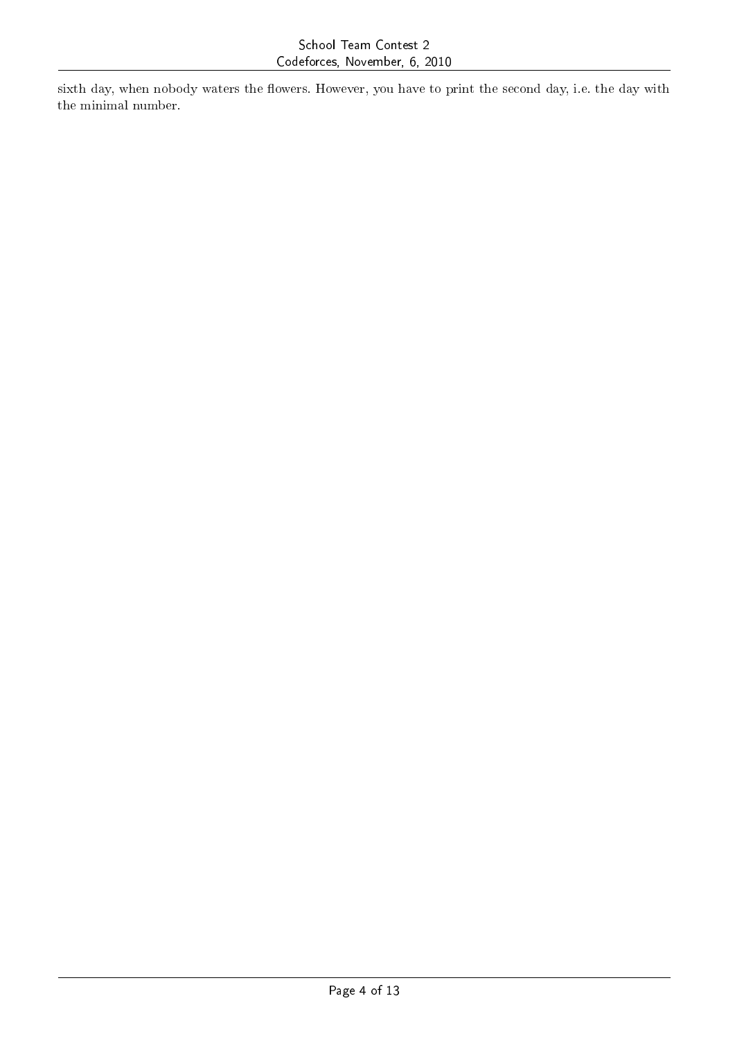sixth day, when nobody waters the flowers. However, you have to print the second day, i.e. the day with the minimal number.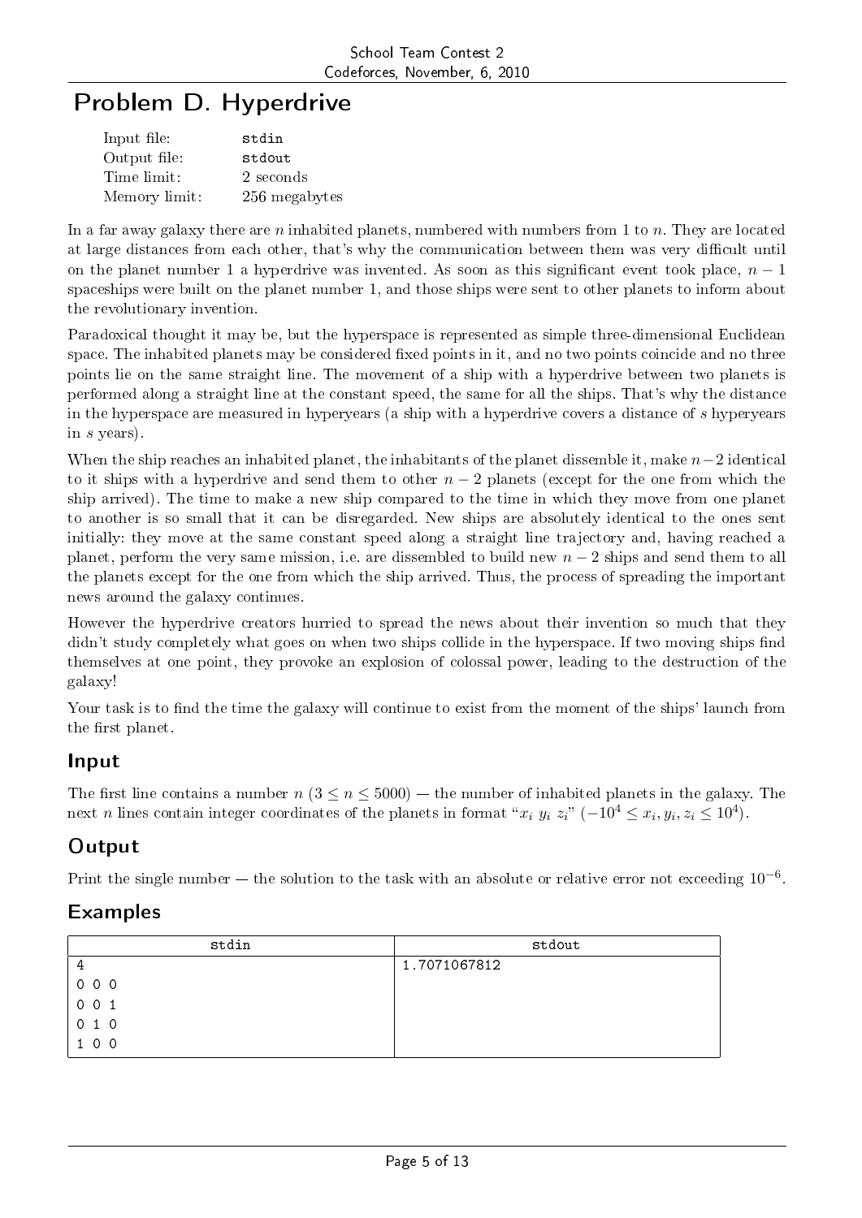# Problem D. Hyperdrive

| | |
|---|---|
| Input file: | stdin |
| Output file: | stdout |
| Time limit: | 2 seconds |
| Memory limit: | 256 megabytes |

In a far away galaxy there are $n$ inhabited planets, numbered with numbers from 1 to $n$. They are located at large distances from each other, that's why the communication between them was very difficult until on the planet number 1 a hyperdrive was invented. As soon as this significant event took place, $n-1$ spaceships were built on the planet number 1, and those ships were sent to other planets to inform about the revolutionary invention.

Paradoxical thought it may be, but the hyperspace is represented as simple three-dimensional Euclidean space. The inhabited planets may be considered fixed points in it, and no two points coincide and no three points lie on the same straight line. The movement of a ship with a hyperdrive between two planets is performed along a straight line at the constant speed, the same for all the ships. That's why the distance in the hyperspace are measured in hyperyears (a ship with a hyperdrive covers a distance of $s$ hyperyears in $s$ years).

When the ship reaches an inhabited planet, the inhabitants of the planet dissemble it, make $n-2$ identical to it ships with a hyperdrive and send them to other $n-2$ planets (except for the one from which the ship arrived). The time to make a new ship compared to the time in which they move from one planet to another is so small that it can be disregarded. New ships are absolutely identical to the ones sent initially: they move at the same constant speed along a straight line trajectory and, having reached a planet, perform the very same mission, i.e. are dissembled to build new $n-2$ ships and send them to all the planets except for the one from which the ship arrived. Thus, the process of spreading the important news around the galaxy continues.

However the hyperdrive creators hurried to spread the news about their invention so much that they didn't study completely what goes on when two ships collide in the hyperspace. If two moving ships find themselves at one point, they provoke an explosion of colossal power, leading to the destruction of the galaxy!

Your task is to find the time the galaxy will continue to exist from the moment of the ships' launch from the first planet.

## Input

The first line contains a number $n$ ($3 \le n \le 5000$) — the number of inhabited planets in the galaxy. The next $n$ lines contain integer coordinates of the planets in format "$x_i$ $y_i$ $z_i$" ($-10^4 \le x_i, y_i, z_i \le 10^4$).

## Output

Print the single number — the solution to the task with an absolute or relative error not exceeding $10^{-6}$.

## Examples

| stdin | stdout |
|---|---|
| 4<br>0 0 0<br>0 0 1<br>0 1 0<br>1 0 0 | 1.7071067812 |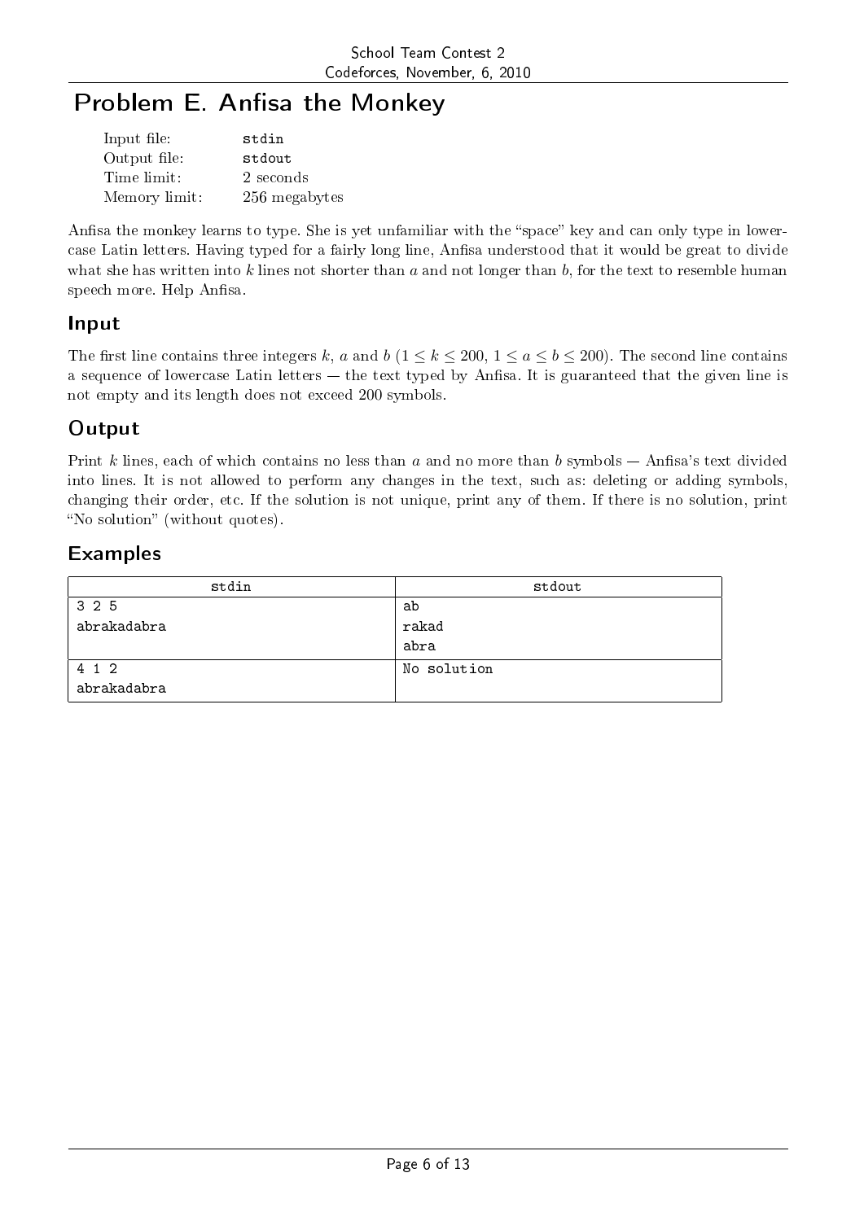# Problem E. Anfisa the Monkey

| | |
|---|---|
| Input file: | stdin |
| Output file: | stdout |
| Time limit: | 2 seconds |
| Memory limit: | 256 megabytes |

Anfisa the monkey learns to type. She is yet unfamiliar with the "space" key and can only type in lowercase Latin letters. Having typed for a fairly long line, Anfisa understood that it would be great to divide what she has written into $k$ lines not shorter than $a$ and not longer than $b$, for the text to resemble human speech more. Help Anfisa.

## Input

The first line contains three integers $k$, $a$ and $b$ ($1 \leq k \leq 200$, $1 \leq a \leq b \leq 200$). The second line contains a sequence of lowercase Latin letters — the text typed by Anfisa. It is guaranteed that the given line is not empty and its length does not exceed 200 symbols.

## Output

Print $k$ lines, each of which contains no less than $a$ and no more than $b$ symbols — Anfisa's text divided into lines. It is not allowed to perform any changes in the text, such as: deleting or adding symbols, changing their order, etc. If the solution is not unique, print any of them. If there is no solution, print "No solution" (without quotes).

## Examples

| stdin | stdout |
|---|---|
| 3 2 5<br>abrakadabra | ab<br>rakad<br>abra |
| 4 1 2<br>abrakadabra | No solution |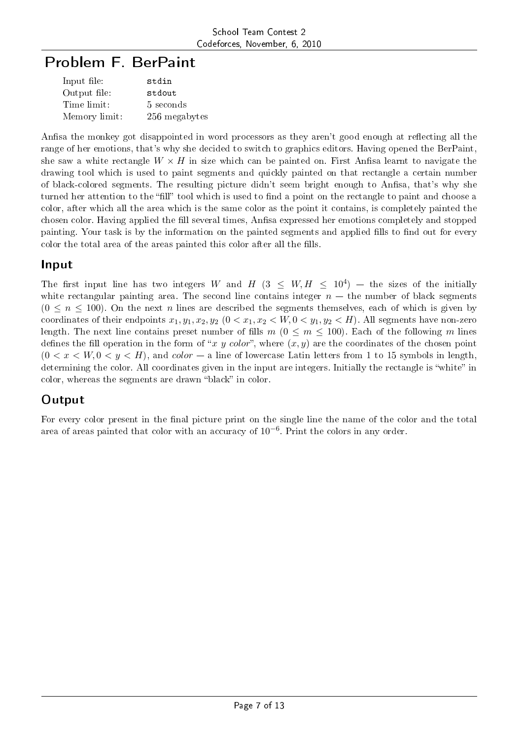# Problem F. BerPaint

| | |
|---|---|
| Input file: | stdin |
| Output file: | stdout |
| Time limit: | 5 seconds |
| Memory limit: | 256 megabytes |

Anfisa the monkey got disappointed in word processors as they aren't good enough at reflecting all the range of her emotions, that's why she decided to switch to graphics editors. Having opened the BerPaint, she saw a white rectangle $W \times H$ in size which can be painted on. First Anfisa learnt to navigate the drawing tool which is used to paint segments and quickly painted on that rectangle a certain number of black-colored segments. The resulting picture didn't seem bright enough to Anfisa, that's why she turned her attention to the "fill" tool which is used to find a point on the rectangle to paint and choose a color, after which all the area which is the same color as the point it contains, is completely painted the chosen color. Having applied the fill several times, Anfisa expressed her emotions completely and stopped painting. Your task is by the information on the painted segments and applied fills to find out for every color the total area of the areas painted this color after all the fills.

## Input

The first input line has two integers $W$ and $H$ ($3 \le W, H \le 10^4$) — the sizes of the initially white rectangular painting area. The second line contains integer $n$ — the number of black segments ($0 \le n \le 100$). On the next $n$ lines are described the segments themselves, each of which is given by coordinates of their endpoints $x_1, y_1, x_2, y_2$ ($0 < x_1, x_2 < W, 0 < y_1, y_2 < H$). All segments have non-zero length. The next line contains preset number of fills $m$ ($0 \le m \le 100$). Each of the following $m$ lines defines the fill operation in the form of "*x y color*", where $(x, y)$ are the coordinates of the chosen point ($0 < x < W, 0 < y < H$), and *color* — a line of lowercase Latin letters from 1 to 15 symbols in length, determining the color. All coordinates given in the input are integers. Initially the rectangle is "white" in color, whereas the segments are drawn "black" in color.

## Output

For every color present in the final picture print on the single line the name of the color and the total area of areas painted that color with an accuracy of $10^{-6}$. Print the colors in any order.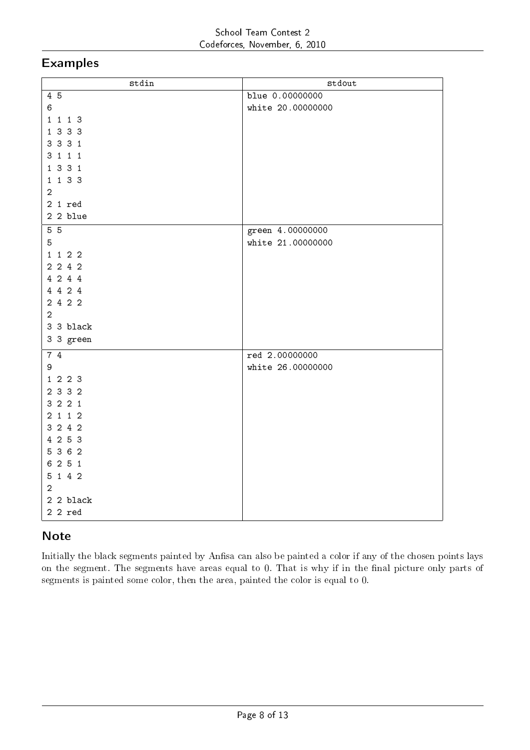## Examples

| stdin | stdout |
|---|---|
| 4 5<br>6<br>1 1 1 3<br>1 3 3 3<br>3 3 3 1<br>3 1 1 1<br>1 3 3 1<br>1 1 3 3<br>2<br>2 1 red<br>2 2 blue | blue 0.00000000<br>white 20.00000000 |
| 5 5<br>5<br>1 1 2 2<br>2 2 4 2<br>4 2 4 4<br>4 4 2 4<br>2 4 2 2<br>2<br>3 3 black<br>3 3 green | green 4.00000000<br>white 21.00000000 |
| 7 4<br>9<br>1 2 2 3<br>2 3 3 2<br>3 2 2 1<br>2 1 1 2<br>3 2 4 2<br>4 2 5 3<br>5 3 6 2<br>6 2 5 1<br>5 1 4 2<br>2<br>2 2 black<br>2 2 red | red 2.00000000<br>white 26.00000000 |

## Note

Initially the black segments painted by Anfisa can also be painted a color if any of the chosen points lays on the segment. The segments have areas equal to 0. That is why if in the final picture only parts of segments is painted some color, then the area, painted the color is equal to 0.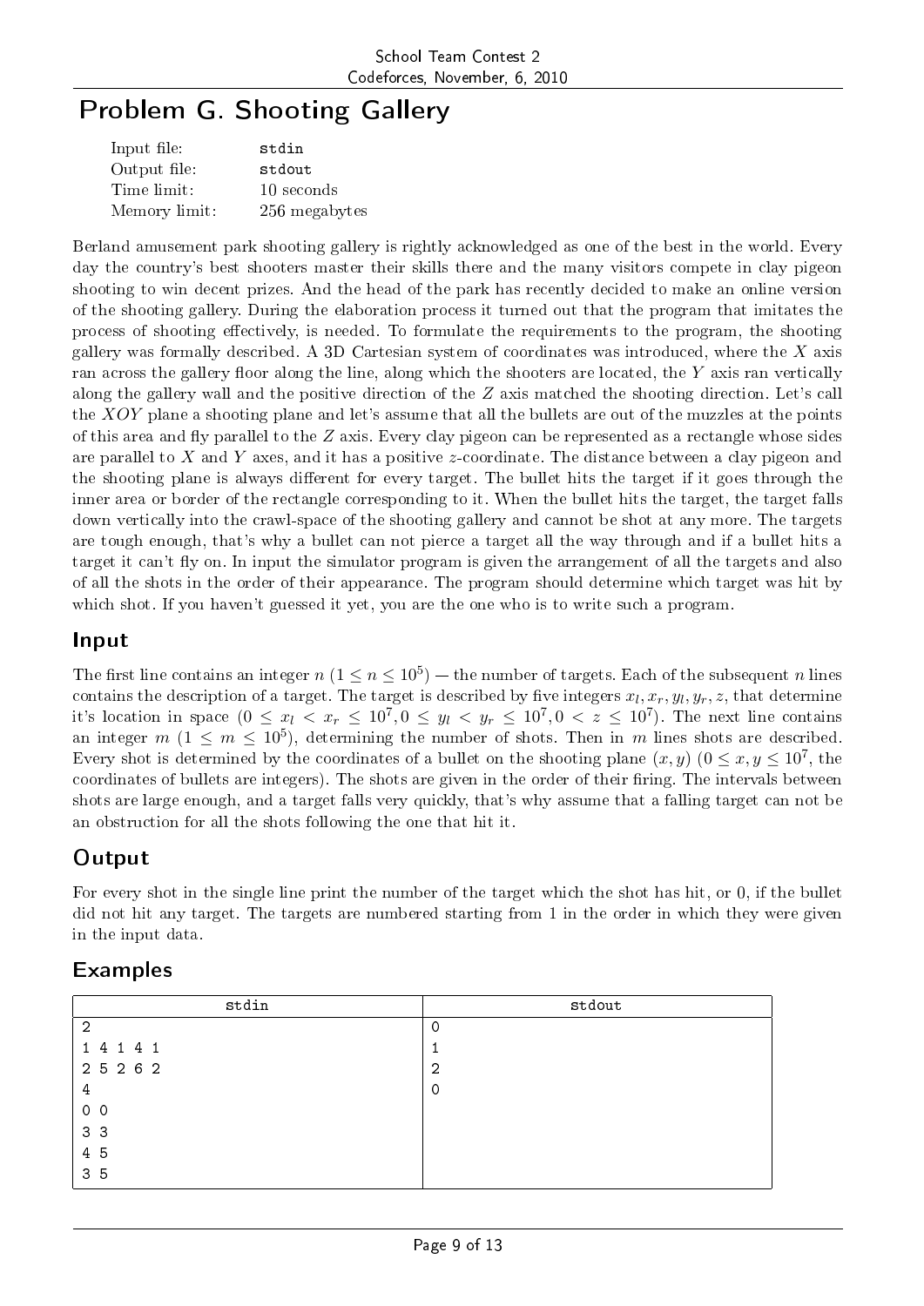# Problem G. Shooting Gallery

| | |
|---|---|
| Input file: | stdin |
| Output file: | stdout |
| Time limit: | 10 seconds |
| Memory limit: | 256 megabytes |

Berland amusement park shooting gallery is rightly acknowledged as one of the best in the world. Every day the country's best shooters master their skills there and the many visitors compete in clay pigeon shooting to win decent prizes. And the head of the park has recently decided to make an online version of the shooting gallery. During the elaboration process it turned out that the program that imitates the process of shooting effectively, is needed. To formulate the requirements to the program, the shooting gallery was formally described. A 3D Cartesian system of coordinates was introduced, where the $X$ axis ran across the gallery floor along the line, along which the shooters are located, the $Y$ axis ran vertically along the gallery wall and the positive direction of the $Z$ axis matched the shooting direction. Let's call the $XOY$ plane a shooting plane and let's assume that all the bullets are out of the muzzles at the points of this area and fly parallel to the $Z$ axis. Every clay pigeon can be represented as a rectangle whose sides are parallel to $X$ and $Y$ axes, and it has a positive $z$-coordinate. The distance between a clay pigeon and the shooting plane is always different for every target. The bullet hits the target if it goes through the inner area or border of the rectangle corresponding to it. When the bullet hits the target, the target falls down vertically into the crawl-space of the shooting gallery and cannot be shot at any more. The targets are tough enough, that's why a bullet can not pierce a target all the way through and if a bullet hits a target it can't fly on. In input the simulator program is given the arrangement of all the targets and also of all the shots in the order of their appearance. The program should determine which target was hit by which shot. If you haven't guessed it yet, you are the one who is to write such a program.

## Input

The first line contains an integer $n$ ($1 \le n \le 10^5$) — the number of targets. Each of the subsequent $n$ lines contains the description of a target. The target is described by five integers $x_l, x_r, y_l, y_r, z$, that determine it's location in space ($0 \le x_l < x_r \le 10^7, 0 \le y_l < y_r \le 10^7, 0 < z \le 10^7$). The next line contains an integer $m$ ($1 \le m \le 10^5$), determining the number of shots. Then in $m$ lines shots are described. Every shot is determined by the coordinates of a bullet on the shooting plane $(x, y)$ ($0 \le x, y \le 10^7$, the coordinates of bullets are integers). The shots are given in the order of their firing. The intervals between shots are large enough, and a target falls very quickly, that's why assume that a falling target can not be an obstruction for all the shots following the one that hit it.

## Output

For every shot in the single line print the number of the target which the shot has hit, or 0, if the bullet did not hit any target. The targets are numbered starting from 1 in the order in which they were given in the input data.

## Examples

| stdin | stdout |
|---|---|
| 2<br>1 4 1 4 1<br>2 5 2 6 2<br>4<br>0 0<br>3 3<br>4 5<br>3 5 | 0<br>1<br>2<br>0 |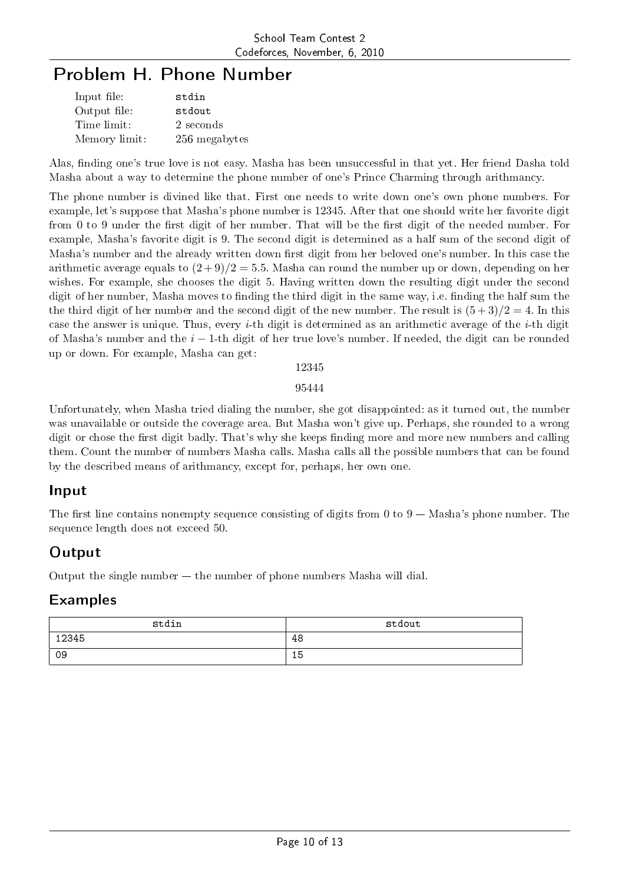# Problem H. Phone Number

| | |
|---|---|
| Input file: | stdin |
| Output file: | stdout |
| Time limit: | 2 seconds |
| Memory limit: | 256 megabytes |

Alas, finding one's true love is not easy. Masha has been unsuccessful in that yet. Her friend Dasha told Masha about a way to determine the phone number of one's Prince Charming through arithmancy.

The phone number is divined like that. First one needs to write down one's own phone numbers. For example, let's suppose that Masha's phone number is 12345. After that one should write her favorite digit from 0 to 9 under the first digit of her number. That will be the first digit of the needed number. For example, Masha's favorite digit is 9. The second digit is determined as a half sum of the second digit of Masha's number and the already written down first digit from her beloved one's number. In this case the arithmetic average equals to $(2 + 9)/2 = 5.5$. Masha can round the number up or down, depending on her wishes. For example, she chooses the digit 5. Having written down the resulting digit under the second digit of her number, Masha moves to finding the third digit in the same way, i.e. finding the half sum the the third digit of her number and the second digit of the new number. The result is $(5 + 3)/2 = 4$. In this case the answer is unique. Thus, every $i$-th digit is determined as an arithmetic average of the $i$-th digit of Masha's number and the $i - 1$-th digit of her true love's number. If needed, the digit can be rounded up or down. For example, Masha can get:

12345

95444

Unfortunately, when Masha tried dialing the number, she got disappointed: as it turned out, the number was unavailable or outside the coverage area. But Masha won't give up. Perhaps, she rounded to a wrong digit or chose the first digit badly. That's why she keeps finding more and more new numbers and calling them. Count the number of numbers Masha calls. Masha calls all the possible numbers that can be found by the described means of arithmancy, except for, perhaps, her own one.

## Input

The first line contains nonempty sequence consisting of digits from 0 to 9 — Masha's phone number. The sequence length does not exceed 50.

## Output

Output the single number — the number of phone numbers Masha will dial.

## Examples

| stdin | stdout |
|---|---|
| 12345 | 48 |
| 09 | 15 |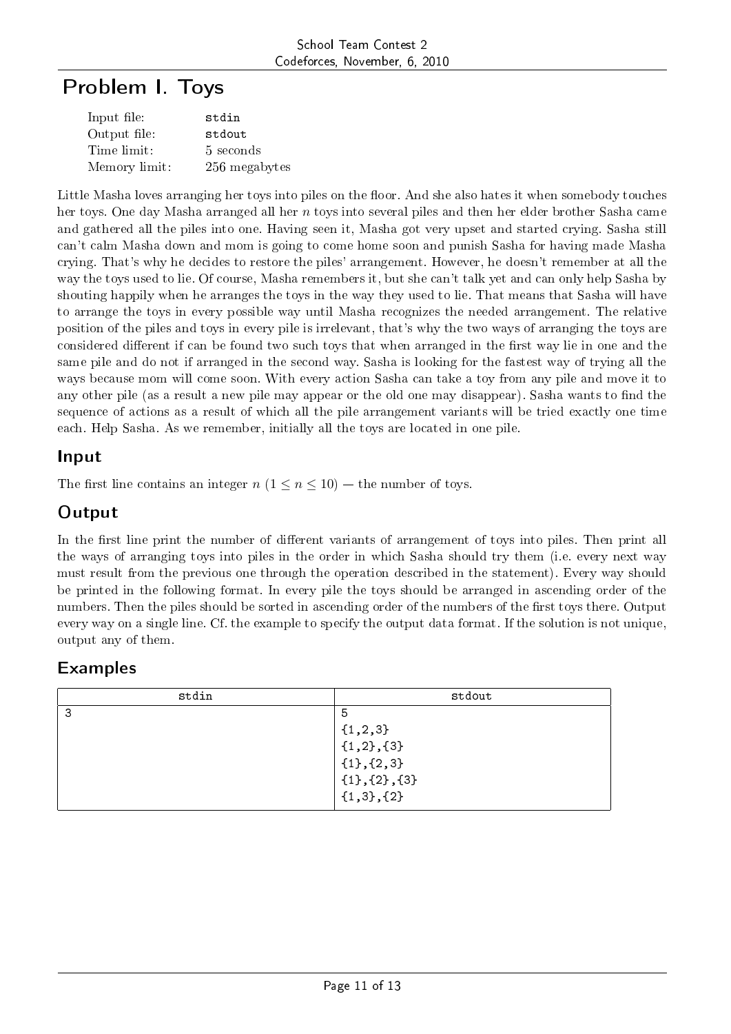# Problem I. Toys

| | |
|---|---|
| Input file: | stdin |
| Output file: | stdout |
| Time limit: | 5 seconds |
| Memory limit: | 256 megabytes |

Little Masha loves arranging her toys into piles on the floor. And she also hates it when somebody touches her toys. One day Masha arranged all her $n$ toys into several piles and then her elder brother Sasha came and gathered all the piles into one. Having seen it, Masha got very upset and started crying. Sasha still can't calm Masha down and mom is going to come home soon and punish Sasha for having made Masha crying. That's why he decides to restore the piles' arrangement. However, he doesn't remember at all the way the toys used to lie. Of course, Masha remembers it, but she can't talk yet and can only help Sasha by shouting happily when he arranges the toys in the way they used to lie. That means that Sasha will have to arrange the toys in every possible way until Masha recognizes the needed arrangement. The relative position of the piles and toys in every pile is irrelevant, that's why the two ways of arranging the toys are considered different if can be found two such toys that when arranged in the first way lie in one and the same pile and do not if arranged in the second way. Sasha is looking for the fastest way of trying all the ways because mom will come soon. With every action Sasha can take a toy from any pile and move it to any other pile (as a result a new pile may appear or the old one may disappear). Sasha wants to find the sequence of actions as a result of which all the pile arrangement variants will be tried exactly one time each. Help Sasha. As we remember, initially all the toys are located in one pile.

## Input

The first line contains an integer $n$ ($1 \leq n \leq 10$) — the number of toys.

## Output

In the first line print the number of different variants of arrangement of toys into piles. Then print all the ways of arranging toys into piles in the order in which Sasha should try them (i.e. every next way must result from the previous one through the operation described in the statement). Every way should be printed in the following format. In every pile the toys should be arranged in ascending order of the numbers. Then the piles should be sorted in ascending order of the numbers of the first toys there. Output every way on a single line. Cf. the example to specify the output data format. If the solution is not unique, output any of them.

## Examples

| stdin | stdout |
|---|---|
| 3 | 5<br>{1,2,3}<br>{1,2},{3}<br>{1},{2,3}<br>{1},{2},{3}<br>{1,3},{2} |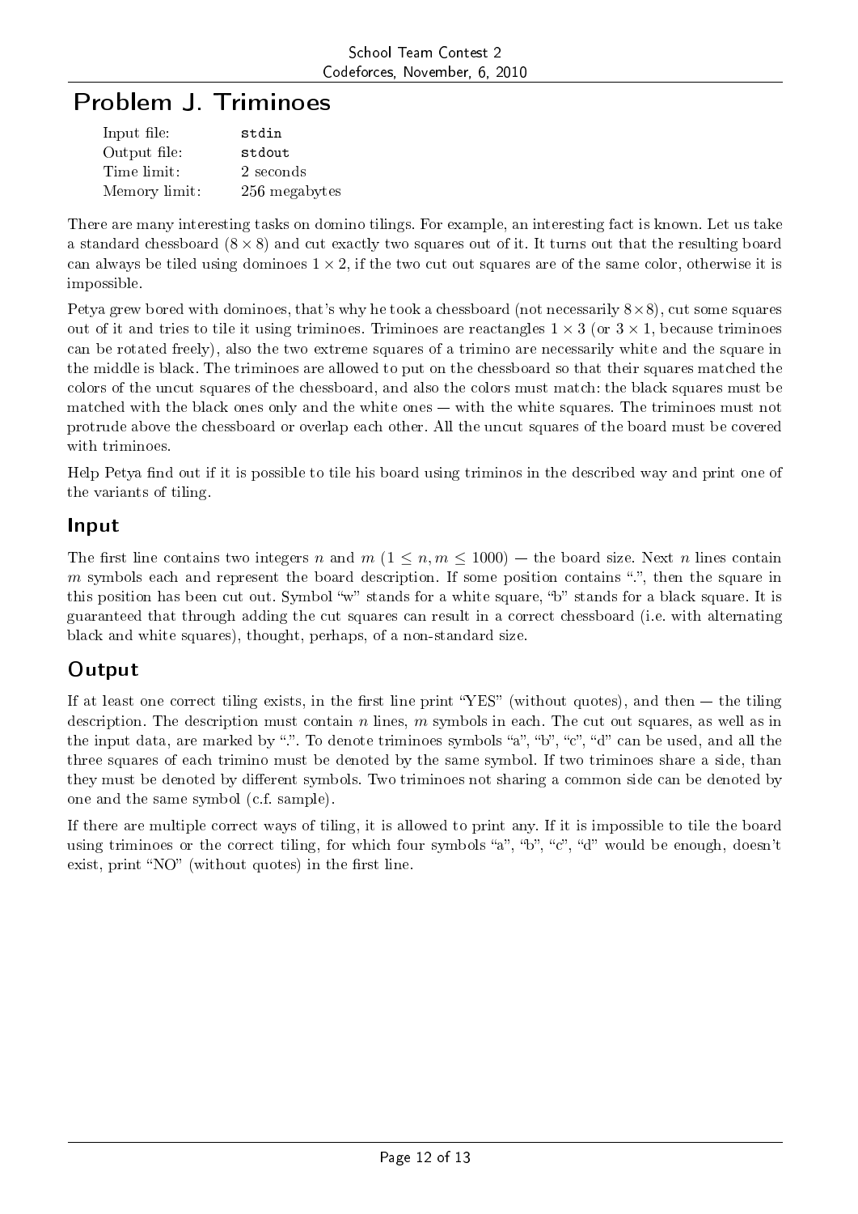# Problem J. Triminoes

| | |
|---|---|
| Input file: | stdin |
| Output file: | stdout |
| Time limit: | 2 seconds |
| Memory limit: | 256 megabytes |

There are many interesting tasks on domino tilings. For example, an interesting fact is known. Let us take a standard chessboard ($8 \times 8$) and cut exactly two squares out of it. It turns out that the resulting board can always be tiled using dominoes $1 \times 2$, if the two cut out squares are of the same color, otherwise it is impossible.

Petya grew bored with dominoes, that's why he took a chessboard (not necessarily $8 \times 8$), cut some squares out of it and tries to tile it using triminoes. Triminoes are reactangles $1 \times 3$ (or $3 \times 1$, because triminoes can be rotated freely), also the two extreme squares of a trimino are necessarily white and the square in the middle is black. The triminoes are allowed to put on the chessboard so that their squares matched the colors of the uncut squares of the chessboard, and also the colors must match: the black squares must be matched with the black ones only and the white ones — with the white squares. The triminoes must not protrude above the chessboard or overlap each other. All the uncut squares of the board must be covered with triminoes.

Help Petya find out if it is possible to tile his board using triminos in the described way and print one of the variants of tiling.

## Input

The first line contains two integers $n$ and $m$ ($1 \le n, m \le 1000$) — the board size. Next $n$ lines contain $m$ symbols each and represent the board description. If some position contains ".", then the square in this position has been cut out. Symbol "w" stands for a white square, "b" stands for a black square. It is guaranteed that through adding the cut squares can result in a correct chessboard (i.e. with alternating black and white squares), thought, perhaps, of a non-standard size.

## Output

If at least one correct tiling exists, in the first line print "YES" (without quotes), and then — the tiling description. The description must contain $n$ lines, $m$ symbols in each. The cut out squares, as well as in the input data, are marked by ".". To denote triminoes symbols "a", "b", "c", "d" can be used, and all the three squares of each trimino must be denoted by the same symbol. If two triminoes share a side, than they must be denoted by different symbols. Two triminoes not sharing a common side can be denoted by one and the same symbol (c.f. sample).

If there are multiple correct ways of tiling, it is allowed to print any. If it is impossible to tile the board using triminoes or the correct tiling, for which four symbols "a", "b", "c", "d" would be enough, doesn't exist, print "NO" (without quotes) in the first line.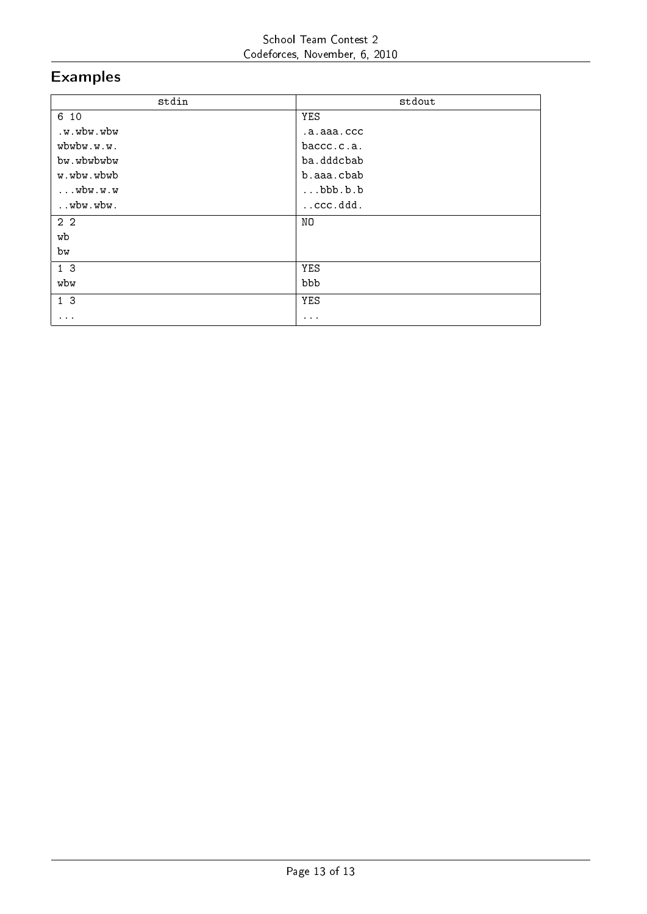## Examples

| stdin | stdout |
|---|---|
| 6 10<br>.w.wbw.wbw<br>wbwbw.w.w.<br>bw.wbwbwbw<br>w.wbw.wbwb<br>...wbw.w.w<br>..wbw.wbw. | YES<br>.a.aaa.ccc<br>baccc.c.a.<br>ba.dddcbab<br>b.aaa.cbab<br>...bbb.b.b<br>..ccc.ddd. |
| 2 2<br>wb<br>bw | NO |
| 1 3<br>wbw | YES<br>bbb |
| 1 3<br>... | YES<br>... |